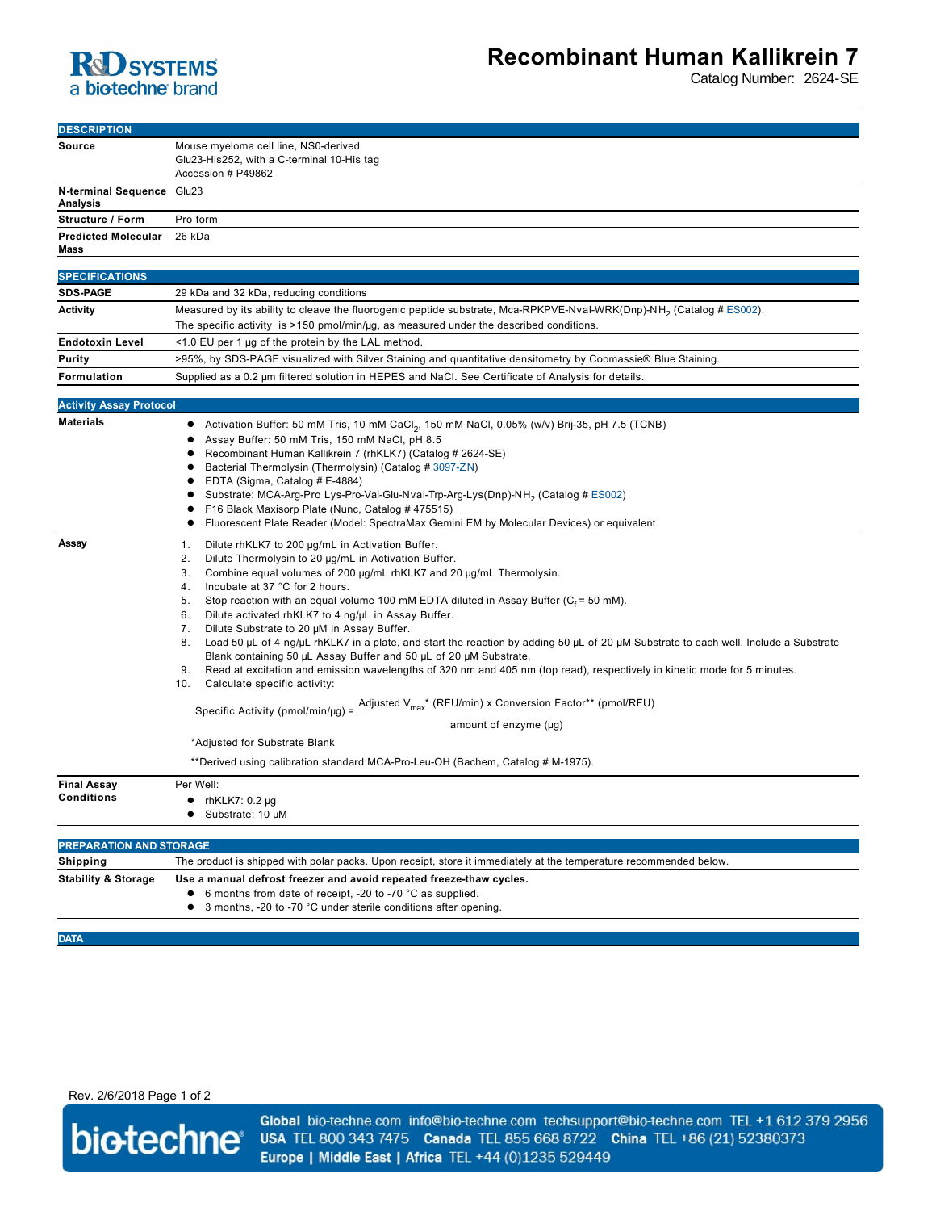# Recombinant Human Kallikrein 7

Catalog Number: 2624-SE

## DESCRIPTION

| | |
|---|---|
| **Source** | Mouse myeloma cell line, NS0-derived<br>Glu23-His252, with a C-terminal 10-His tag<br>Accession # P49862 |
| **N-terminal Sequence Analysis** | Glu23 |
| **Structure / Form** | Pro form |
| **Predicted Molecular Mass** | 26 kDa |

## SPECIFICATIONS

| | |
|---|---|
| **SDS-PAGE** | 29 kDa and 32 kDa, reducing conditions |
| **Activity** | Measured by its ability to cleave the fluorogenic peptide substrate, Mca-RPKPVE-Nval-WRK(Dnp)-$NH_2$ (Catalog # ES002).<br>The specific activity is >150 pmol/min/µg, as measured under the described conditions. |
| **Endotoxin Level** | <1.0 EU per 1 µg of the protein by the LAL method. |
| **Purity** | >95%, by SDS-PAGE visualized with Silver Staining and quantitative densitometry by Coomassie® Blue Staining. |
| **Formulation** | Supplied as a 0.2 µm filtered solution in HEPES and NaCl. See Certificate of Analysis for details. |

## Activity Assay Protocol

**Materials**

- Activation Buffer: 50 mM Tris, 10 mM $CaCl_2$, 150 mM NaCl, 0.05% (w/v) Brij-35, pH 7.5 (TCNB)
- Assay Buffer: 50 mM Tris, 150 mM NaCl, pH 8.5
- Recombinant Human Kallikrein 7 (rhKLK7) (Catalog # 2624-SE)
- Bacterial Thermolysin (Thermolysin) (Catalog # 3097-ZN)
- EDTA (Sigma, Catalog # E-4884)
- Substrate: MCA-Arg-Pro Lys-Pro-Val-Glu-Nval-Trp-Arg-Lys(Dnp)-$NH_2$ (Catalog # ES002)
- F16 Black Maxisorp Plate (Nunc, Catalog # 475515)
- Fluorescent Plate Reader (Model: SpectraMax Gemini EM by Molecular Devices) or equivalent

**Assay**

1. Dilute rhKLK7 to 200 µg/mL in Activation Buffer.
2. Dilute Thermolysin to 20 µg/mL in Activation Buffer.
3. Combine equal volumes of 200 µg/mL rhKLK7 and 20 µg/mL Thermolysin.
4. Incubate at 37 °C for 2 hours.
5. Stop reaction with an equal volume 100 mM EDTA diluted in Assay Buffer ($C_f$ = 50 mM).
6. Dilute activated rhKLK7 to 4 ng/µL in Assay Buffer.
7. Dilute Substrate to 20 µM in Assay Buffer.
8. Load 50 µL of 4 ng/µL rhKLK7 in a plate, and start the reaction by adding 50 µL of 20 µM Substrate to each well. Include a Substrate Blank containing 50 µL Assay Buffer and 50 µL of 20 µM Substrate.
9. Read at excitation and emission wavelengths of 320 nm and 405 nm (top read), respectively in kinetic mode for 5 minutes.
10. Calculate specific activity:

$$\text{Specific Activity (pmol/min/µg)} = \frac{\text{Adjusted } V_{max}\text{* (RFU/min) x Conversion Factor** (pmol/RFU)}}{\text{amount of enzyme (µg)}}$$

*Adjusted for Substrate Blank

**Derived using calibration standard MCA-Pro-Leu-OH (Bachem, Catalog # M-1975).

**Final Assay Conditions**

Per Well:

- rhKLK7: 0.2 µg
- Substrate: 10 µM

## PREPARATION AND STORAGE

**Shipping**

The product is shipped with polar packs. Upon receipt, store it immediately at the temperature recommended below.

**Stability & Storage**

**Use a manual defrost freezer and avoid repeated freeze-thaw cycles.**

- 6 months from date of receipt, -20 to -70 °C as supplied.
- 3 months, -20 to -70 °C under sterile conditions after opening.

## DATA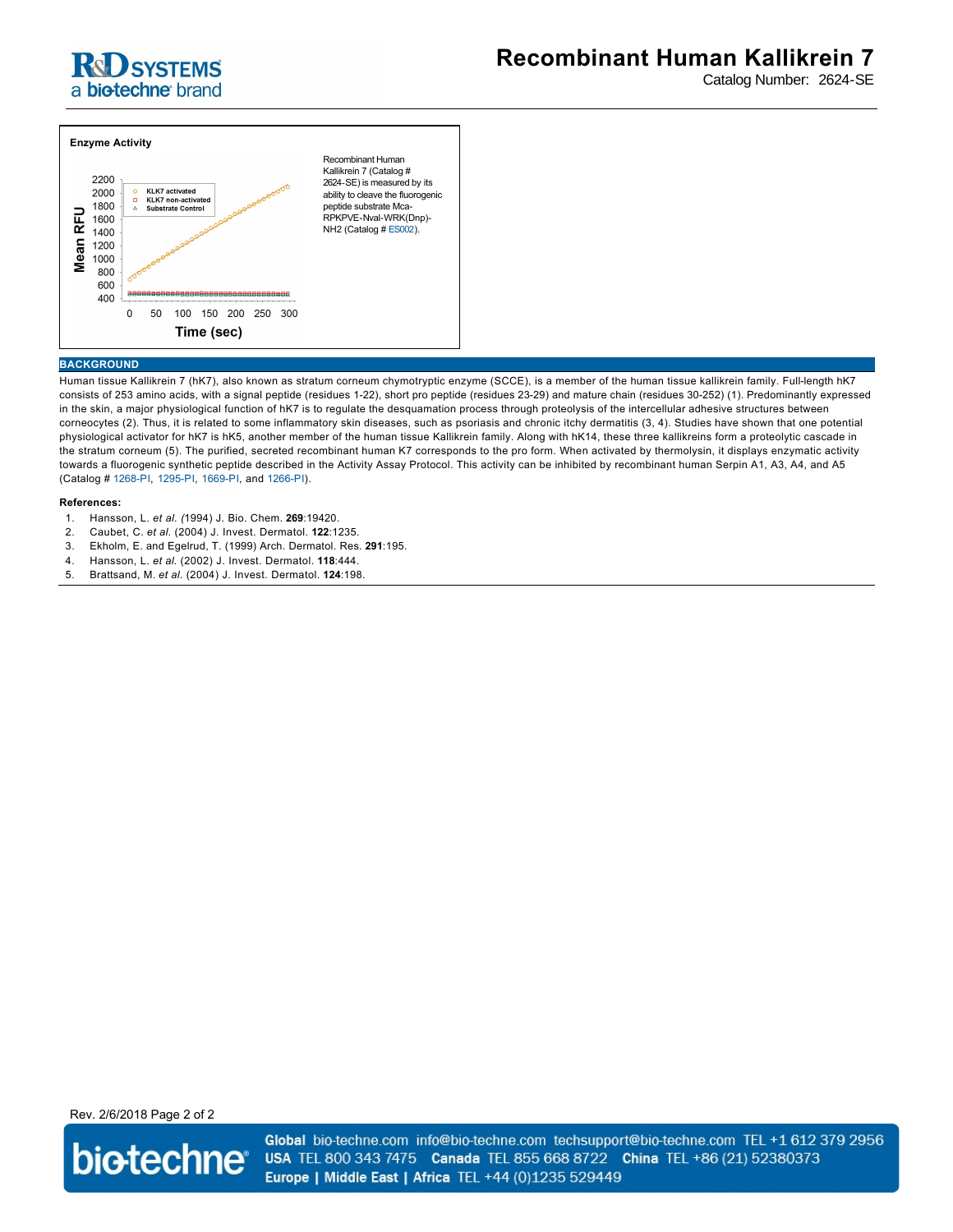## Enzyme Activity

Mean RFU

2200
2000
1800
1600
1400
1200
1000
800
600
400

0 50 100 150 200 250 300

Time (sec)

KLK7 activated
KLK7 non-activated
Substrate Control

Recombinant Human Kallikrein 7 (Catalog # 2624-SE) is measured by its ability to cleave the fluorogenic peptide substrate Mca-RPKPVE-Nval-WRK(Dnp)-NH2 (Catalog # ES002).

## BACKGROUND

Human tissue Kallikrein 7 (hK7), also known as stratum corneum chymotryptic enzyme (SCCE), is a member of the human tissue kallikrein family. Full-length hK7 consists of 253 amino acids, with a signal peptide (residues 1-22), short pro peptide (residues 23-29) and mature chain (residues 30-252) (1). Predominantly expressed in the skin, a major physiological function of hK7 is to regulate the desquamation process through proteolysis of the intercellular adhesive structures between corneocytes (2). Thus, it is related to some inflammatory skin diseases, such as psoriasis and chronic itchy dermatitis (3, 4). Studies have shown that one potential physiological activator for hK7 is hK5, another member of the human tissue Kallikrein family. Along with hK14, these three kallikreins form a proteolytic cascade in the stratum corneum (5). The purified, secreted recombinant human K7 corresponds to the pro form. When activated by thermolysin, it displays enzymatic activity towards a fluorogenic synthetic peptide described in the Activity Assay Protocol. This activity can be inhibited by recombinant human Serpin A1, A3, A4, and A5 (Catalog # 1268-PI, 1295-PI, 1669-PI, and 1266-PI).

**References:**

1. Hansson, L. *et al. (*1994) J. Bio. Chem. **269**:19420.
2. Caubet, C. *et al.* (2004) J. Invest. Dermatol. **122**:1235.
3. Ekholm, E. and Egelrud, T. (1999) Arch. Dermatol. Res. **291**:195.
4. Hansson, L. *et al.* (2002) J. Invest. Dermatol. **118**:444.
5. Brattsand, M. *et al.* (2004) J. Invest. Dermatol. **124**:198.